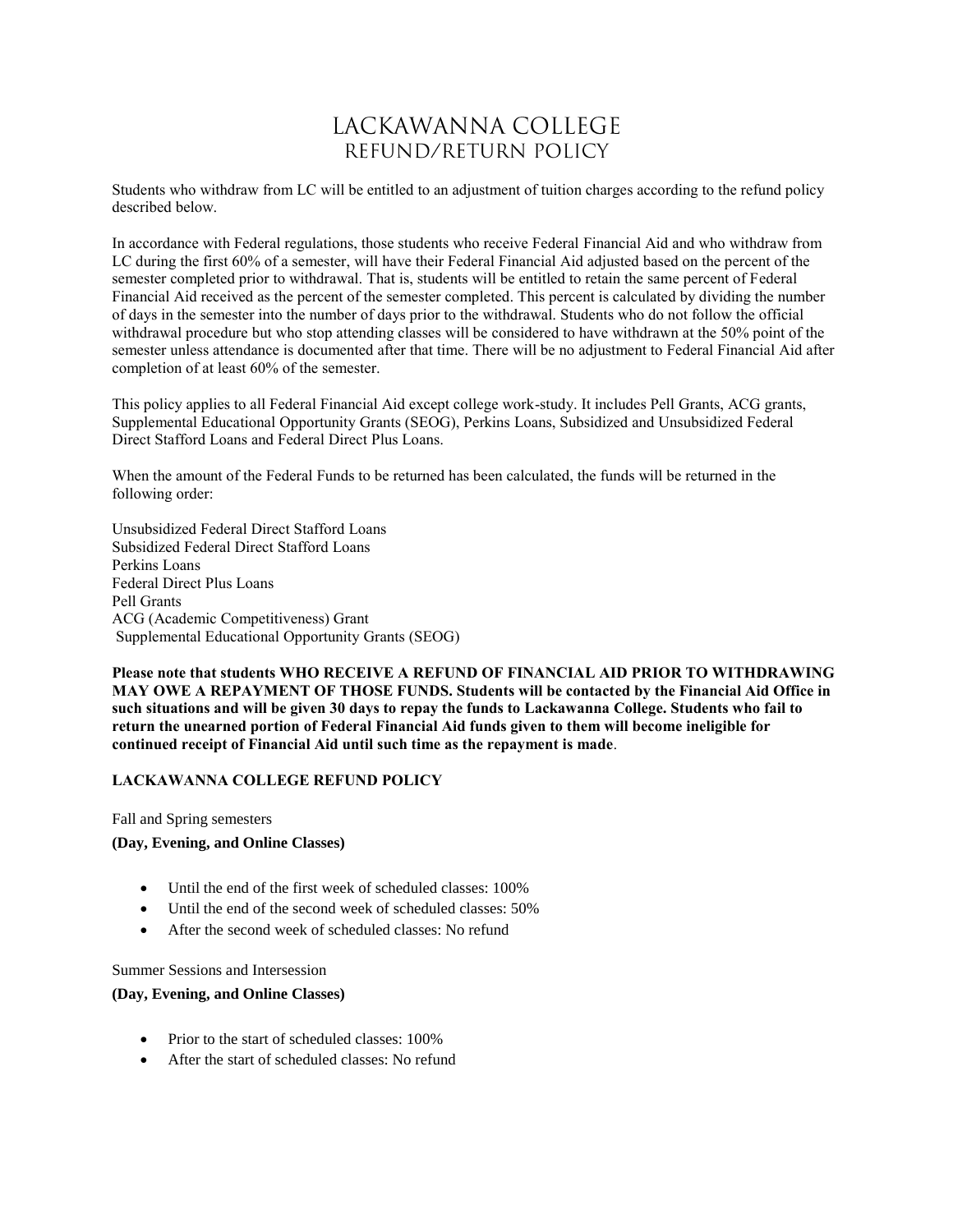# LACKAWANNA COLLEGE
## REFUND/RETURN POLICY

Students who withdraw from LC will be entitled to an adjustment of tuition charges according to the refund policy described below.

In accordance with Federal regulations, those students who receive Federal Financial Aid and who withdraw from LC during the first 60% of a semester, will have their Federal Financial Aid adjusted based on the percent of the semester completed prior to withdrawal. That is, students will be entitled to retain the same percent of Federal Financial Aid received as the percent of the semester completed. This percent is calculated by dividing the number of days in the semester into the number of days prior to the withdrawal. Students who do not follow the official withdrawal procedure but who stop attending classes will be considered to have withdrawn at the 50% point of the semester unless attendance is documented after that time. There will be no adjustment to Federal Financial Aid after completion of at least 60% of the semester.

This policy applies to all Federal Financial Aid except college work-study. It includes Pell Grants, ACG grants, Supplemental Educational Opportunity Grants (SEOG), Perkins Loans, Subsidized and Unsubsidized Federal Direct Stafford Loans and Federal Direct Plus Loans.

When the amount of the Federal Funds to be returned has been calculated, the funds will be returned in the following order:

Unsubsidized Federal Direct Stafford Loans
Subsidized Federal Direct Stafford Loans
Perkins Loans
Federal Direct Plus Loans
Pell Grants
ACG (Academic Competitiveness) Grant
Supplemental Educational Opportunity Grants (SEOG)

**Please note that students WHO RECEIVE A REFUND OF FINANCIAL AID PRIOR TO WITHDRAWING MAY OWE A REPAYMENT OF THOSE FUNDS. Students will be contacted by the Financial Aid Office in such situations and will be given 30 days to repay the funds to Lackawanna College. Students who fail to return the unearned portion of Federal Financial Aid funds given to them will become ineligible for continued receipt of Financial Aid until such time as the repayment is made**.

**LACKAWANNA COLLEGE REFUND POLICY**

Fall and Spring semesters

**(Day, Evening, and Online Classes)**

- Until the end of the first week of scheduled classes: 100%
- Until the end of the second week of scheduled classes: 50%
- After the second week of scheduled classes: No refund

Summer Sessions and Intersession

**(Day, Evening, and Online Classes)**

- Prior to the start of scheduled classes: 100%
- After the start of scheduled classes: No refund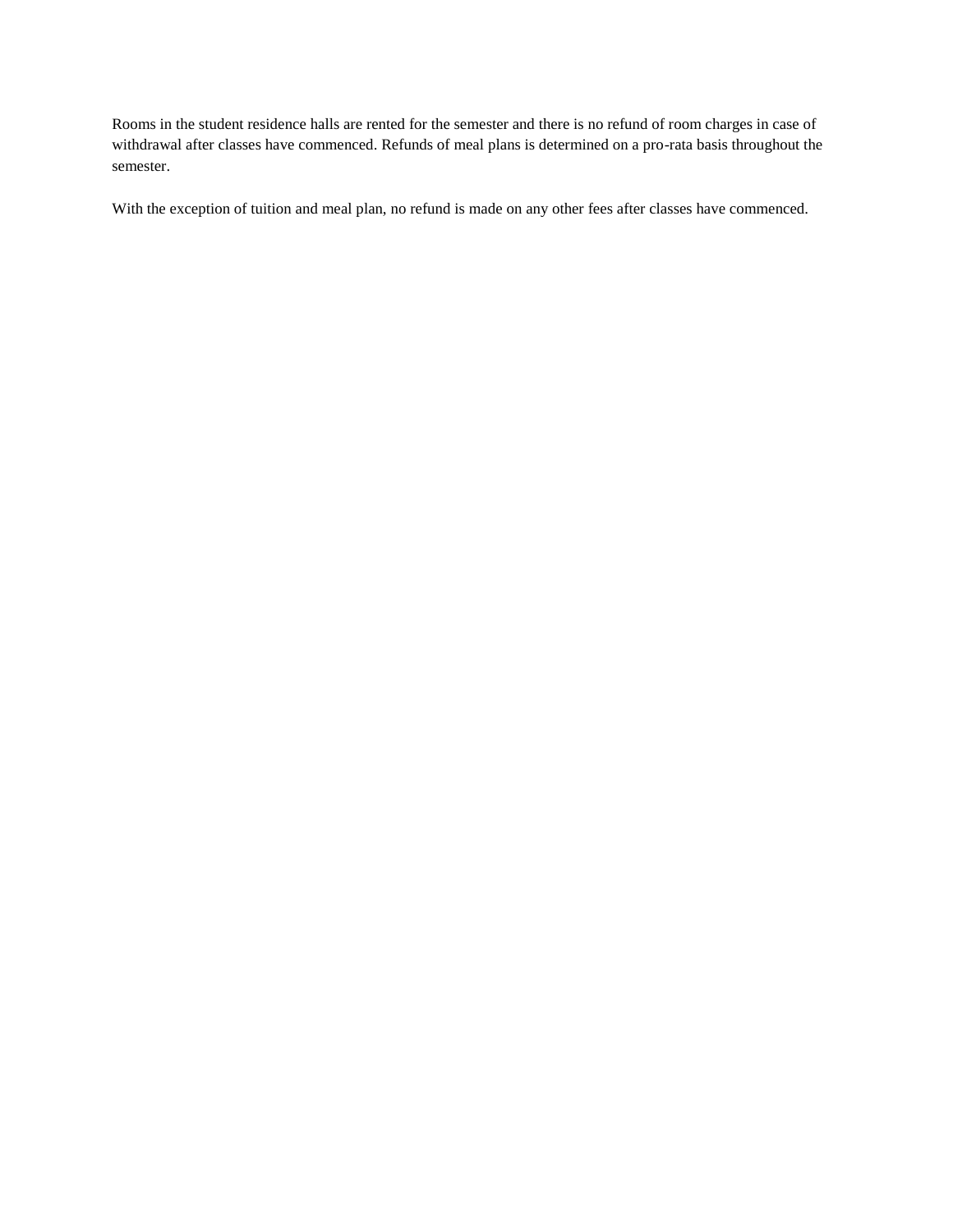Rooms in the student residence halls are rented for the semester and there is no refund of room charges in case of withdrawal after classes have commenced. Refunds of meal plans is determined on a pro-rata basis throughout the semester.

With the exception of tuition and meal plan, no refund is made on any other fees after classes have commenced.